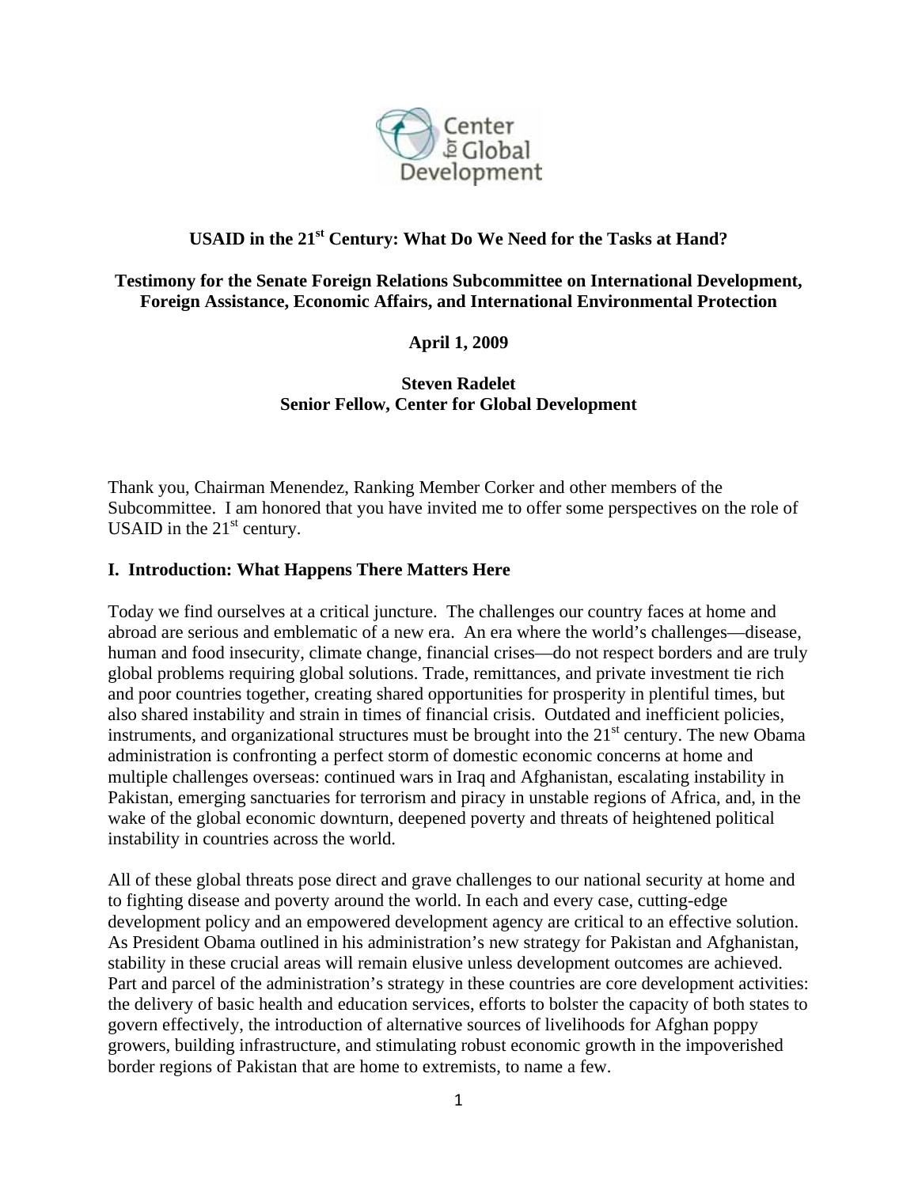# USAID in the 21st Century: What Do We Need for the Tasks at Hand?

**Testimony for the Senate Foreign Relations Subcommittee on International Development, Foreign Assistance, Economic Affairs, and International Environmental Protection**

**April 1, 2009**

**Steven Radelet**
**Senior Fellow, Center for Global Development**

Thank you, Chairman Menendez, Ranking Member Corker and other members of the Subcommittee. I am honored that you have invited me to offer some perspectives on the role of USAID in the 21st century.

## I. Introduction: What Happens There Matters Here

Today we find ourselves at a critical juncture. The challenges our country faces at home and abroad are serious and emblematic of a new era. An era where the world's challenges—disease, human and food insecurity, climate change, financial crises—do not respect borders and are truly global problems requiring global solutions. Trade, remittances, and private investment tie rich and poor countries together, creating shared opportunities for prosperity in plentiful times, but also shared instability and strain in times of financial crisis. Outdated and inefficient policies, instruments, and organizational structures must be brought into the 21st century. The new Obama administration is confronting a perfect storm of domestic economic concerns at home and multiple challenges overseas: continued wars in Iraq and Afghanistan, escalating instability in Pakistan, emerging sanctuaries for terrorism and piracy in unstable regions of Africa, and, in the wake of the global economic downturn, deepened poverty and threats of heightened political instability in countries across the world.

All of these global threats pose direct and grave challenges to our national security at home and to fighting disease and poverty around the world. In each and every case, cutting-edge development policy and an empowered development agency are critical to an effective solution. As President Obama outlined in his administration's new strategy for Pakistan and Afghanistan, stability in these crucial areas will remain elusive unless development outcomes are achieved. Part and parcel of the administration's strategy in these countries are core development activities: the delivery of basic health and education services, efforts to bolster the capacity of both states to govern effectively, the introduction of alternative sources of livelihoods for Afghan poppy growers, building infrastructure, and stimulating robust economic growth in the impoverished border regions of Pakistan that are home to extremists, to name a few.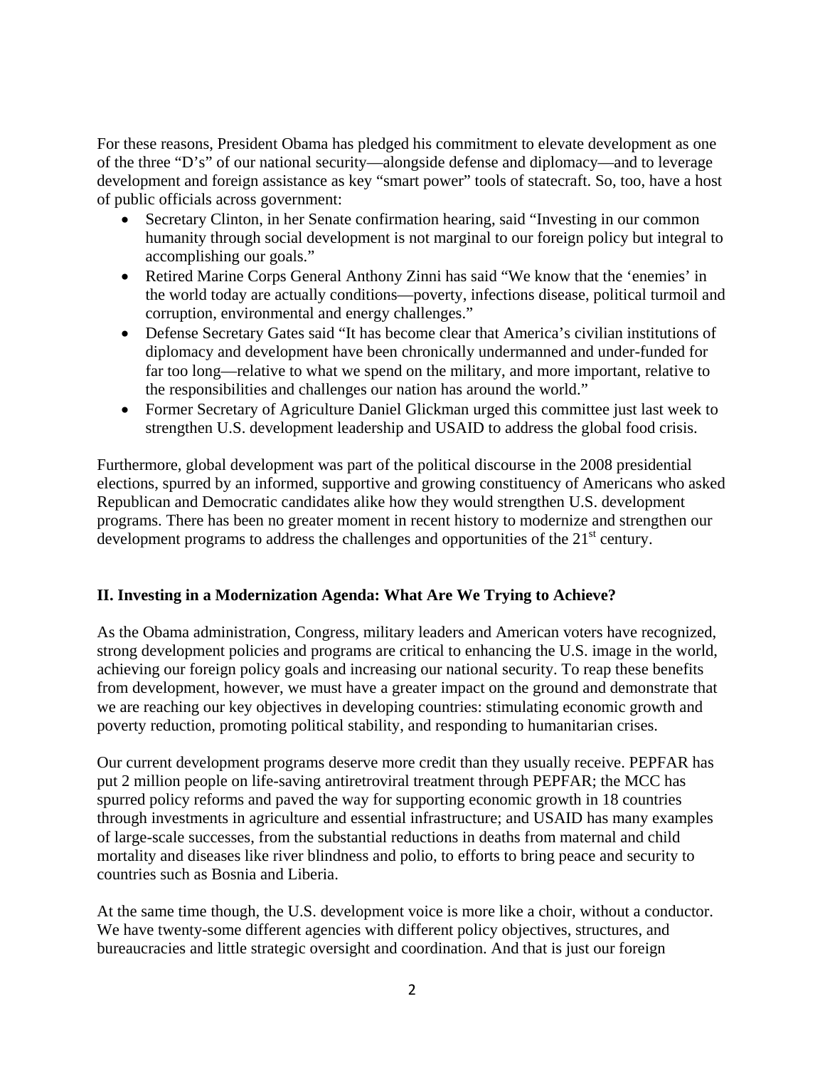For these reasons, President Obama has pledged his commitment to elevate development as one of the three "D's" of our national security—alongside defense and diplomacy—and to leverage development and foreign assistance as key "smart power" tools of statecraft. So, too, have a host of public officials across government:

- Secretary Clinton, in her Senate confirmation hearing, said "Investing in our common humanity through social development is not marginal to our foreign policy but integral to accomplishing our goals."
- Retired Marine Corps General Anthony Zinni has said "We know that the 'enemies' in the world today are actually conditions—poverty, infections disease, political turmoil and corruption, environmental and energy challenges."
- Defense Secretary Gates said "It has become clear that America's civilian institutions of diplomacy and development have been chronically undermanned and under-funded for far too long—relative to what we spend on the military, and more important, relative to the responsibilities and challenges our nation has around the world."
- Former Secretary of Agriculture Daniel Glickman urged this committee just last week to strengthen U.S. development leadership and USAID to address the global food crisis.

Furthermore, global development was part of the political discourse in the 2008 presidential elections, spurred by an informed, supportive and growing constituency of Americans who asked Republican and Democratic candidates alike how they would strengthen U.S. development programs. There has been no greater moment in recent history to modernize and strengthen our development programs to address the challenges and opportunities of the 21st century.

## II. Investing in a Modernization Agenda: What Are We Trying to Achieve?

As the Obama administration, Congress, military leaders and American voters have recognized, strong development policies and programs are critical to enhancing the U.S. image in the world, achieving our foreign policy goals and increasing our national security. To reap these benefits from development, however, we must have a greater impact on the ground and demonstrate that we are reaching our key objectives in developing countries: stimulating economic growth and poverty reduction, promoting political stability, and responding to humanitarian crises.

Our current development programs deserve more credit than they usually receive. PEPFAR has put 2 million people on life-saving antiretroviral treatment through PEPFAR; the MCC has spurred policy reforms and paved the way for supporting economic growth in 18 countries through investments in agriculture and essential infrastructure; and USAID has many examples of large-scale successes, from the substantial reductions in deaths from maternal and child mortality and diseases like river blindness and polio, to efforts to bring peace and security to countries such as Bosnia and Liberia.

At the same time though, the U.S. development voice is more like a choir, without a conductor. We have twenty-some different agencies with different policy objectives, structures, and bureaucracies and little strategic oversight and coordination. And that is just our foreign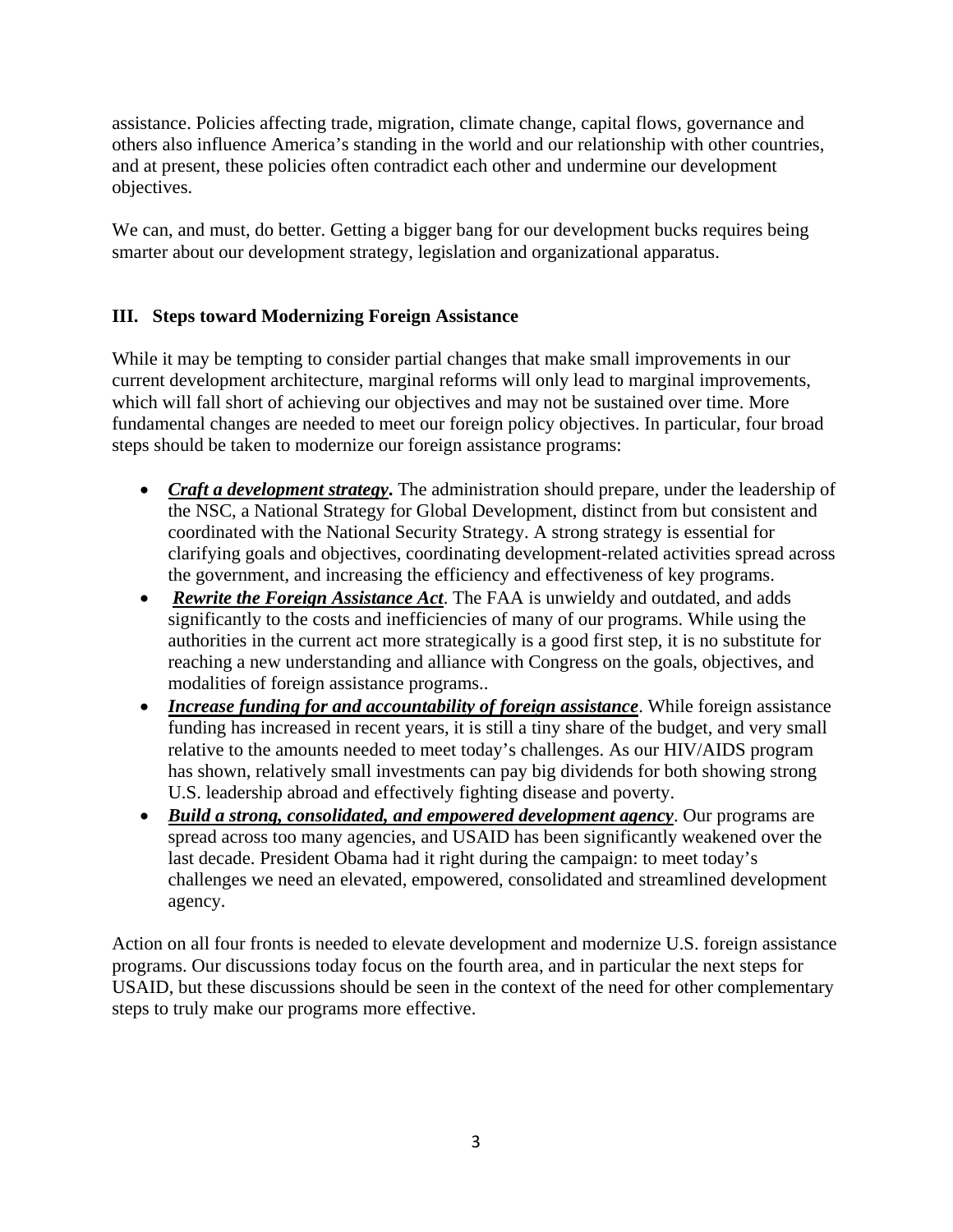assistance. Policies affecting trade, migration, climate change, capital flows, governance and others also influence America's standing in the world and our relationship with other countries, and at present, these policies often contradict each other and undermine our development objectives.

We can, and must, do better. Getting a bigger bang for our development bucks requires being smarter about our development strategy, legislation and organizational apparatus.

## III. Steps toward Modernizing Foreign Assistance

While it may be tempting to consider partial changes that make small improvements in our current development architecture, marginal reforms will only lead to marginal improvements, which will fall short of achieving our objectives and may not be sustained over time. More fundamental changes are needed to meet our foreign policy objectives. In particular, four broad steps should be taken to modernize our foreign assistance programs:

- ***Craft a development strategy*.** The administration should prepare, under the leadership of the NSC, a National Strategy for Global Development, distinct from but consistent and coordinated with the National Security Strategy. A strong strategy is essential for clarifying goals and objectives, coordinating development-related activities spread across the government, and increasing the efficiency and effectiveness of key programs.
- ***Rewrite the Foreign Assistance Act***. The FAA is unwieldy and outdated, and adds significantly to the costs and inefficiencies of many of our programs. While using the authorities in the current act more strategically is a good first step, it is no substitute for reaching a new understanding and alliance with Congress on the goals, objectives, and modalities of foreign assistance programs..
- ***Increase funding for and accountability of foreign assistance***. While foreign assistance funding has increased in recent years, it is still a tiny share of the budget, and very small relative to the amounts needed to meet today's challenges. As our HIV/AIDS program has shown, relatively small investments can pay big dividends for both showing strong U.S. leadership abroad and effectively fighting disease and poverty.
- ***Build a strong, consolidated, and empowered development agency***. Our programs are spread across too many agencies, and USAID has been significantly weakened over the last decade. President Obama had it right during the campaign: to meet today's challenges we need an elevated, empowered, consolidated and streamlined development agency.

Action on all four fronts is needed to elevate development and modernize U.S. foreign assistance programs. Our discussions today focus on the fourth area, and in particular the next steps for USAID, but these discussions should be seen in the context of the need for other complementary steps to truly make our programs more effective.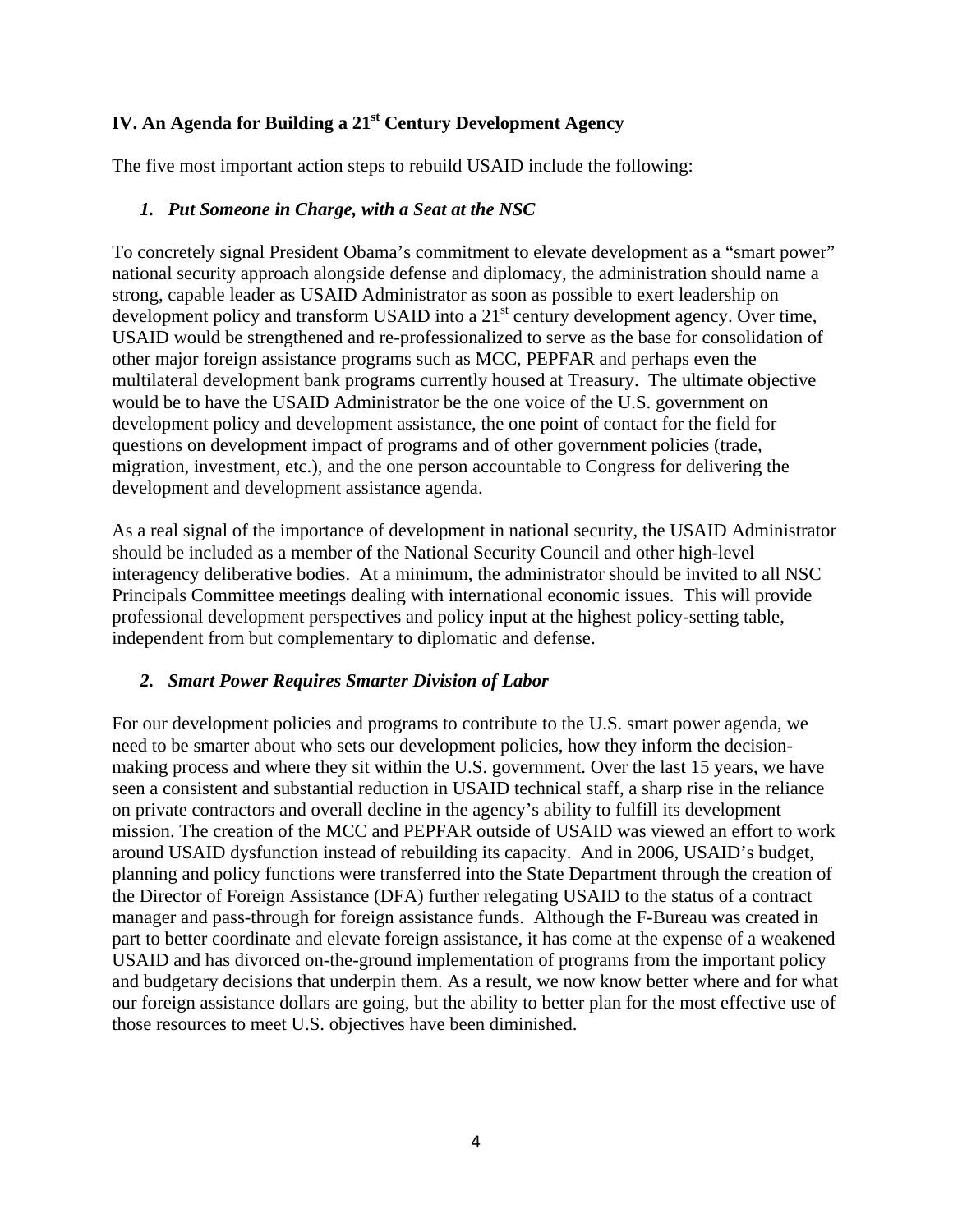## IV. An Agenda for Building a 21st Century Development Agency

The five most important action steps to rebuild USAID include the following:

### *1. Put Someone in Charge, with a Seat at the NSC*

To concretely signal President Obama's commitment to elevate development as a "smart power" national security approach alongside defense and diplomacy, the administration should name a strong, capable leader as USAID Administrator as soon as possible to exert leadership on development policy and transform USAID into a 21st century development agency. Over time, USAID would be strengthened and re-professionalized to serve as the base for consolidation of other major foreign assistance programs such as MCC, PEPFAR and perhaps even the multilateral development bank programs currently housed at Treasury. The ultimate objective would be to have the USAID Administrator be the one voice of the U.S. government on development policy and development assistance, the one point of contact for the field for questions on development impact of programs and of other government policies (trade, migration, investment, etc.), and the one person accountable to Congress for delivering the development and development assistance agenda.

As a real signal of the importance of development in national security, the USAID Administrator should be included as a member of the National Security Council and other high-level interagency deliberative bodies. At a minimum, the administrator should be invited to all NSC Principals Committee meetings dealing with international economic issues. This will provide professional development perspectives and policy input at the highest policy-setting table, independent from but complementary to diplomatic and defense.

### *2. Smart Power Requires Smarter Division of Labor*

For our development policies and programs to contribute to the U.S. smart power agenda, we need to be smarter about who sets our development policies, how they inform the decision-making process and where they sit within the U.S. government. Over the last 15 years, we have seen a consistent and substantial reduction in USAID technical staff, a sharp rise in the reliance on private contractors and overall decline in the agency's ability to fulfill its development mission. The creation of the MCC and PEPFAR outside of USAID was viewed an effort to work around USAID dysfunction instead of rebuilding its capacity. And in 2006, USAID's budget, planning and policy functions were transferred into the State Department through the creation of the Director of Foreign Assistance (DFA) further relegating USAID to the status of a contract manager and pass-through for foreign assistance funds. Although the F-Bureau was created in part to better coordinate and elevate foreign assistance, it has come at the expense of a weakened USAID and has divorced on-the-ground implementation of programs from the important policy and budgetary decisions that underpin them. As a result, we now know better where and for what our foreign assistance dollars are going, but the ability to better plan for the most effective use of those resources to meet U.S. objectives have been diminished.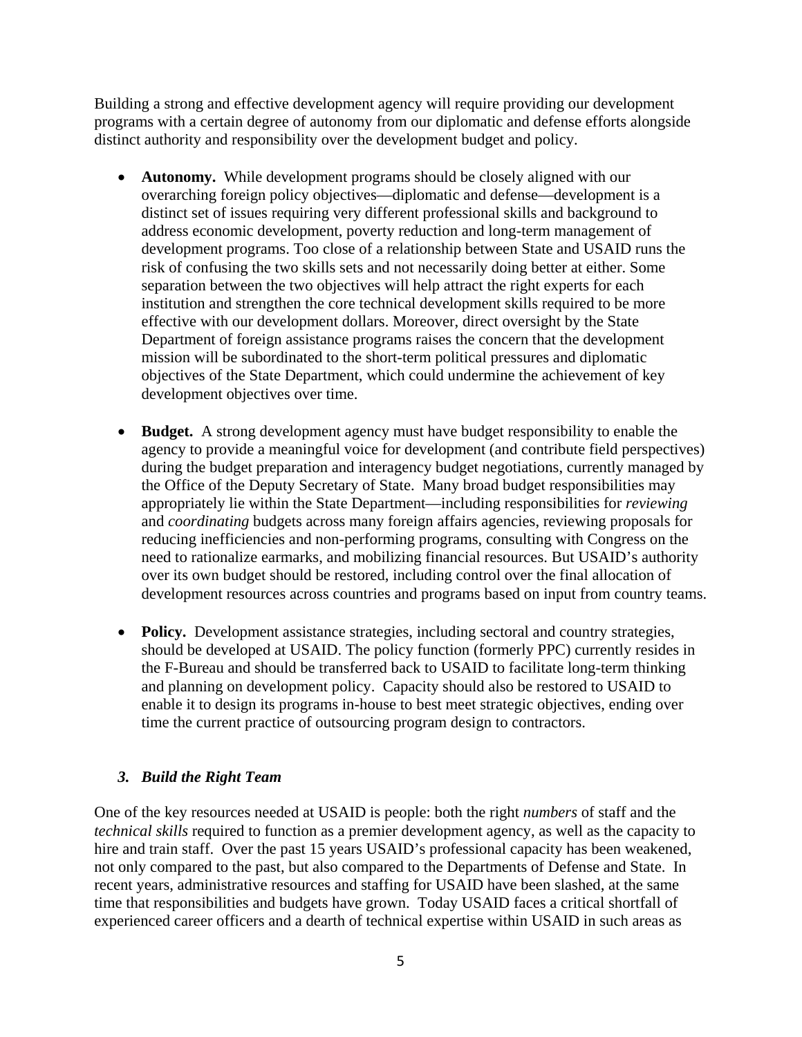Building a strong and effective development agency will require providing our development programs with a certain degree of autonomy from our diplomatic and defense efforts alongside distinct authority and responsibility over the development budget and policy.

- **Autonomy.** While development programs should be closely aligned with our overarching foreign policy objectives—diplomatic and defense—development is a distinct set of issues requiring very different professional skills and background to address economic development, poverty reduction and long-term management of development programs. Too close of a relationship between State and USAID runs the risk of confusing the two skills sets and not necessarily doing better at either. Some separation between the two objectives will help attract the right experts for each institution and strengthen the core technical development skills required to be more effective with our development dollars. Moreover, direct oversight by the State Department of foreign assistance programs raises the concern that the development mission will be subordinated to the short-term political pressures and diplomatic objectives of the State Department, which could undermine the achievement of key development objectives over time.

- **Budget.** A strong development agency must have budget responsibility to enable the agency to provide a meaningful voice for development (and contribute field perspectives) during the budget preparation and interagency budget negotiations, currently managed by the Office of the Deputy Secretary of State. Many broad budget responsibilities may appropriately lie within the State Department—including responsibilities for *reviewing* and *coordinating* budgets across many foreign affairs agencies, reviewing proposals for reducing inefficiencies and non-performing programs, consulting with Congress on the need to rationalize earmarks, and mobilizing financial resources. But USAID's authority over its own budget should be restored, including control over the final allocation of development resources across countries and programs based on input from country teams.

- **Policy.** Development assistance strategies, including sectoral and country strategies, should be developed at USAID. The policy function (formerly PPC) currently resides in the F-Bureau and should be transferred back to USAID to facilitate long-term thinking and planning on development policy. Capacity should also be restored to USAID to enable it to design its programs in-house to best meet strategic objectives, ending over time the current practice of outsourcing program design to contractors.

### *3. Build the Right Team*

One of the key resources needed at USAID is people: both the right *numbers* of staff and the *technical skills* required to function as a premier development agency, as well as the capacity to hire and train staff. Over the past 15 years USAID's professional capacity has been weakened, not only compared to the past, but also compared to the Departments of Defense and State. In recent years, administrative resources and staffing for USAID have been slashed, at the same time that responsibilities and budgets have grown. Today USAID faces a critical shortfall of experienced career officers and a dearth of technical expertise within USAID in such areas as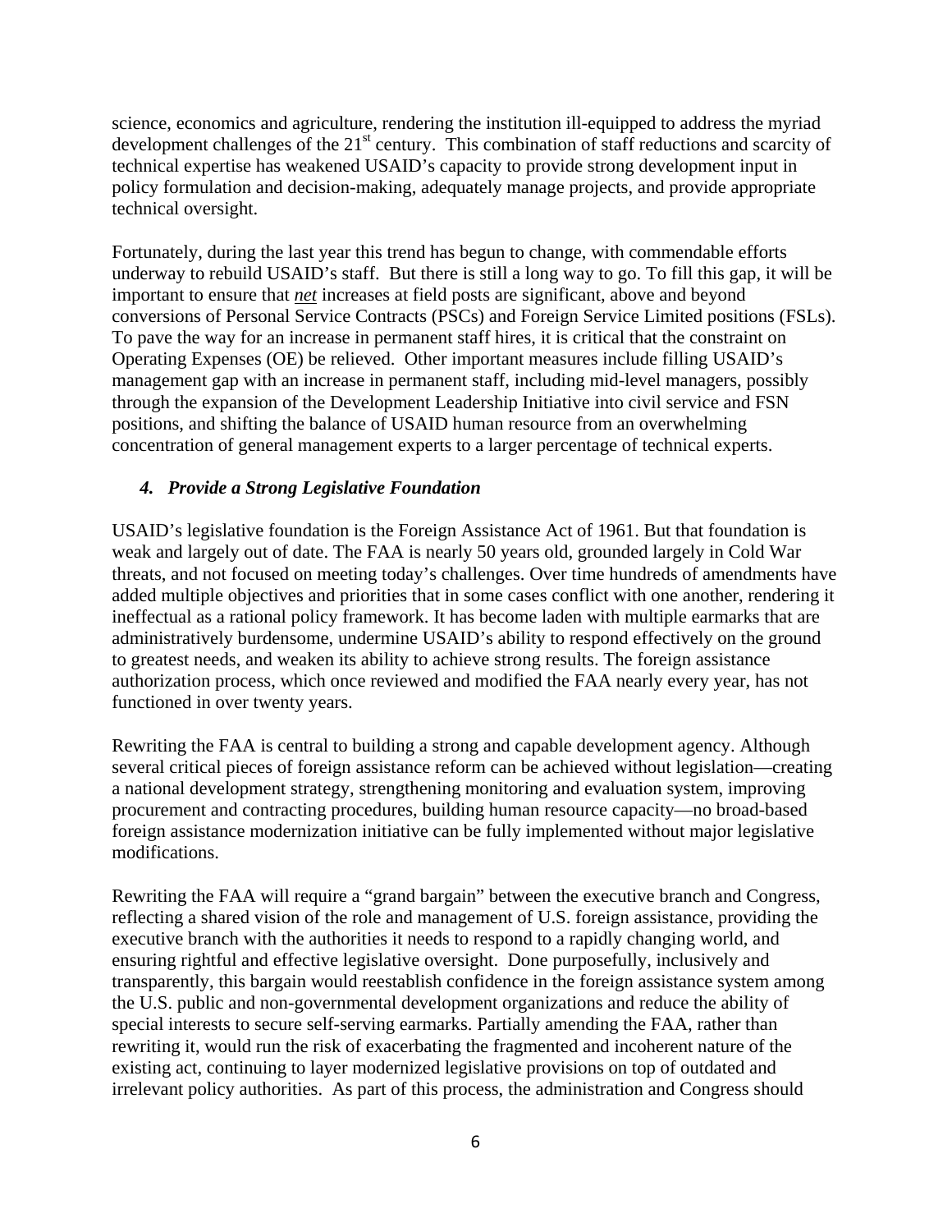science, economics and agriculture, rendering the institution ill-equipped to address the myriad development challenges of the 21st century. This combination of staff reductions and scarcity of technical expertise has weakened USAID's capacity to provide strong development input in policy formulation and decision-making, adequately manage projects, and provide appropriate technical oversight.

Fortunately, during the last year this trend has begun to change, with commendable efforts underway to rebuild USAID's staff. But there is still a long way to go. To fill this gap, it will be important to ensure that ***net*** increases at field posts are significant, above and beyond conversions of Personal Service Contracts (PSCs) and Foreign Service Limited positions (FSLs). To pave the way for an increase in permanent staff hires, it is critical that the constraint on Operating Expenses (OE) be relieved. Other important measures include filling USAID's management gap with an increase in permanent staff, including mid-level managers, possibly through the expansion of the Development Leadership Initiative into civil service and FSN positions, and shifting the balance of USAID human resource from an overwhelming concentration of general management experts to a larger percentage of technical experts.

#### *4. Provide a Strong Legislative Foundation*

USAID's legislative foundation is the Foreign Assistance Act of 1961. But that foundation is weak and largely out of date. The FAA is nearly 50 years old, grounded largely in Cold War threats, and not focused on meeting today's challenges. Over time hundreds of amendments have added multiple objectives and priorities that in some cases conflict with one another, rendering it ineffectual as a rational policy framework. It has become laden with multiple earmarks that are administratively burdensome, undermine USAID's ability to respond effectively on the ground to greatest needs, and weaken its ability to achieve strong results. The foreign assistance authorization process, which once reviewed and modified the FAA nearly every year, has not functioned in over twenty years.

Rewriting the FAA is central to building a strong and capable development agency. Although several critical pieces of foreign assistance reform can be achieved without legislation—creating a national development strategy, strengthening monitoring and evaluation system, improving procurement and contracting procedures, building human resource capacity—no broad-based foreign assistance modernization initiative can be fully implemented without major legislative modifications.

Rewriting the FAA will require a "grand bargain" between the executive branch and Congress, reflecting a shared vision of the role and management of U.S. foreign assistance, providing the executive branch with the authorities it needs to respond to a rapidly changing world, and ensuring rightful and effective legislative oversight. Done purposefully, inclusively and transparently, this bargain would reestablish confidence in the foreign assistance system among the U.S. public and non-governmental development organizations and reduce the ability of special interests to secure self-serving earmarks. Partially amending the FAA, rather than rewriting it, would run the risk of exacerbating the fragmented and incoherent nature of the existing act, continuing to layer modernized legislative provisions on top of outdated and irrelevant policy authorities. As part of this process, the administration and Congress should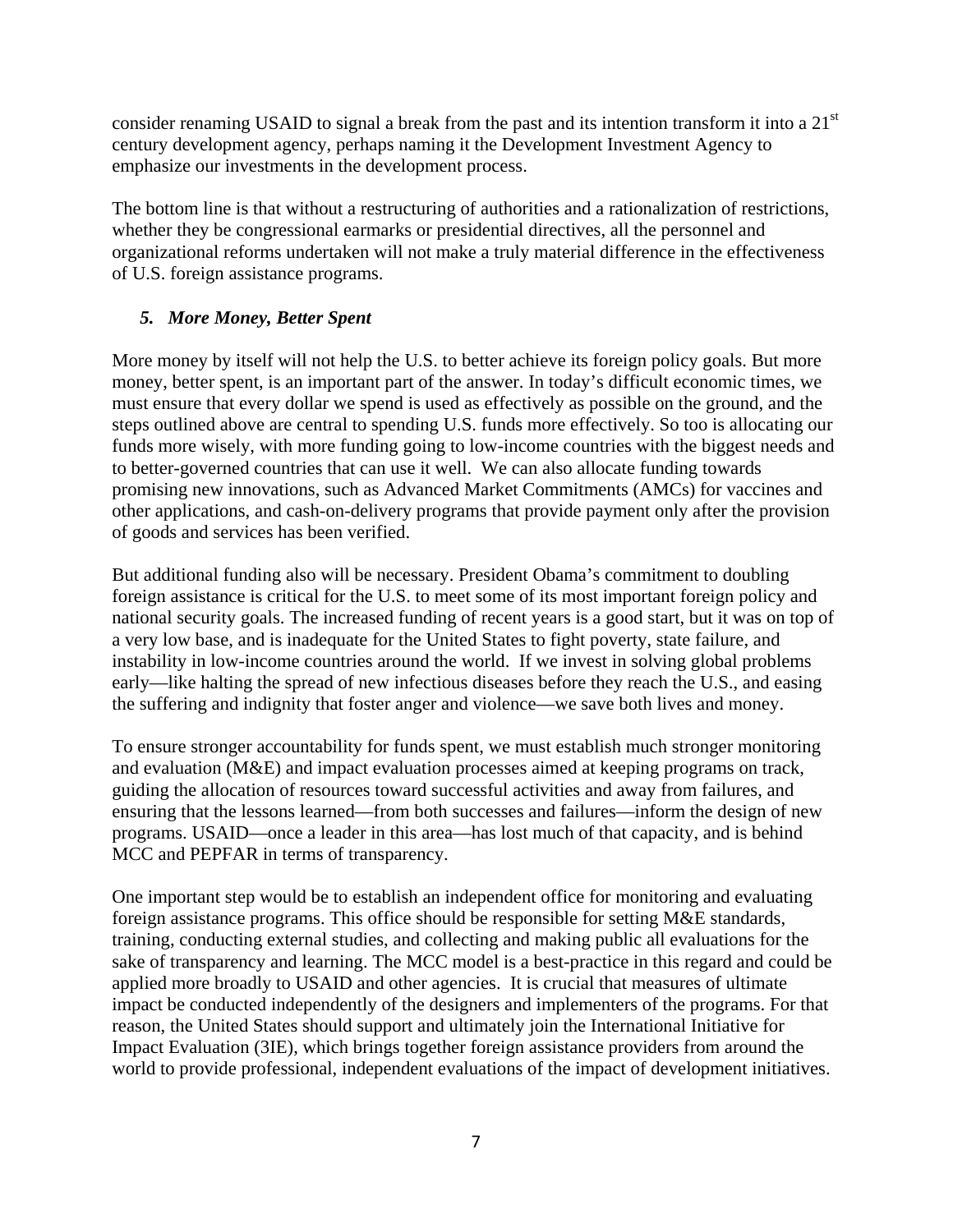consider renaming USAID to signal a break from the past and its intention transform it into a 21st century development agency, perhaps naming it the Development Investment Agency to emphasize our investments in the development process.

The bottom line is that without a restructuring of authorities and a rationalization of restrictions, whether they be congressional earmarks or presidential directives, all the personnel and organizational reforms undertaken will not make a truly material difference in the effectiveness of U.S. foreign assistance programs.

### *5. More Money, Better Spent*

More money by itself will not help the U.S. to better achieve its foreign policy goals. But more money, better spent, is an important part of the answer. In today's difficult economic times, we must ensure that every dollar we spend is used as effectively as possible on the ground, and the steps outlined above are central to spending U.S. funds more effectively. So too is allocating our funds more wisely, with more funding going to low-income countries with the biggest needs and to better-governed countries that can use it well. We can also allocate funding towards promising new innovations, such as Advanced Market Commitments (AMCs) for vaccines and other applications, and cash-on-delivery programs that provide payment only after the provision of goods and services has been verified.

But additional funding also will be necessary. President Obama's commitment to doubling foreign assistance is critical for the U.S. to meet some of its most important foreign policy and national security goals. The increased funding of recent years is a good start, but it was on top of a very low base, and is inadequate for the United States to fight poverty, state failure, and instability in low-income countries around the world. If we invest in solving global problems early—like halting the spread of new infectious diseases before they reach the U.S., and easing the suffering and indignity that foster anger and violence—we save both lives and money.

To ensure stronger accountability for funds spent, we must establish much stronger monitoring and evaluation (M&E) and impact evaluation processes aimed at keeping programs on track, guiding the allocation of resources toward successful activities and away from failures, and ensuring that the lessons learned—from both successes and failures—inform the design of new programs. USAID—once a leader in this area—has lost much of that capacity, and is behind MCC and PEPFAR in terms of transparency.

One important step would be to establish an independent office for monitoring and evaluating foreign assistance programs. This office should be responsible for setting M&E standards, training, conducting external studies, and collecting and making public all evaluations for the sake of transparency and learning. The MCC model is a best-practice in this regard and could be applied more broadly to USAID and other agencies. It is crucial that measures of ultimate impact be conducted independently of the designers and implementers of the programs. For that reason, the United States should support and ultimately join the International Initiative for Impact Evaluation (3IE), which brings together foreign assistance providers from around the world to provide professional, independent evaluations of the impact of development initiatives.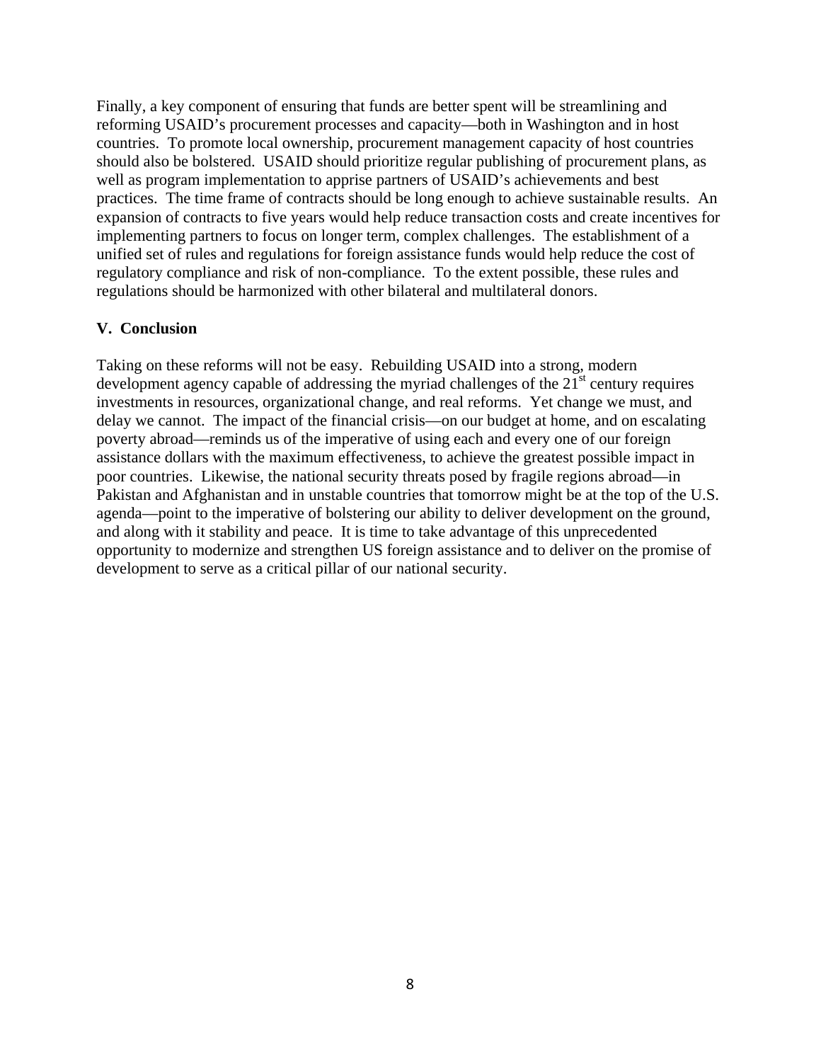Finally, a key component of ensuring that funds are better spent will be streamlining and reforming USAID's procurement processes and capacity—both in Washington and in host countries. To promote local ownership, procurement management capacity of host countries should also be bolstered. USAID should prioritize regular publishing of procurement plans, as well as program implementation to apprise partners of USAID's achievements and best practices. The time frame of contracts should be long enough to achieve sustainable results. An expansion of contracts to five years would help reduce transaction costs and create incentives for implementing partners to focus on longer term, complex challenges. The establishment of a unified set of rules and regulations for foreign assistance funds would help reduce the cost of regulatory compliance and risk of non-compliance. To the extent possible, these rules and regulations should be harmonized with other bilateral and multilateral donors.

## V. Conclusion

Taking on these reforms will not be easy. Rebuilding USAID into a strong, modern development agency capable of addressing the myriad challenges of the 21st century requires investments in resources, organizational change, and real reforms. Yet change we must, and delay we cannot. The impact of the financial crisis—on our budget at home, and on escalating poverty abroad—reminds us of the imperative of using each and every one of our foreign assistance dollars with the maximum effectiveness, to achieve the greatest possible impact in poor countries. Likewise, the national security threats posed by fragile regions abroad—in Pakistan and Afghanistan and in unstable countries that tomorrow might be at the top of the U.S. agenda—point to the imperative of bolstering our ability to deliver development on the ground, and along with it stability and peace. It is time to take advantage of this unprecedented opportunity to modernize and strengthen US foreign assistance and to deliver on the promise of development to serve as a critical pillar of our national security.